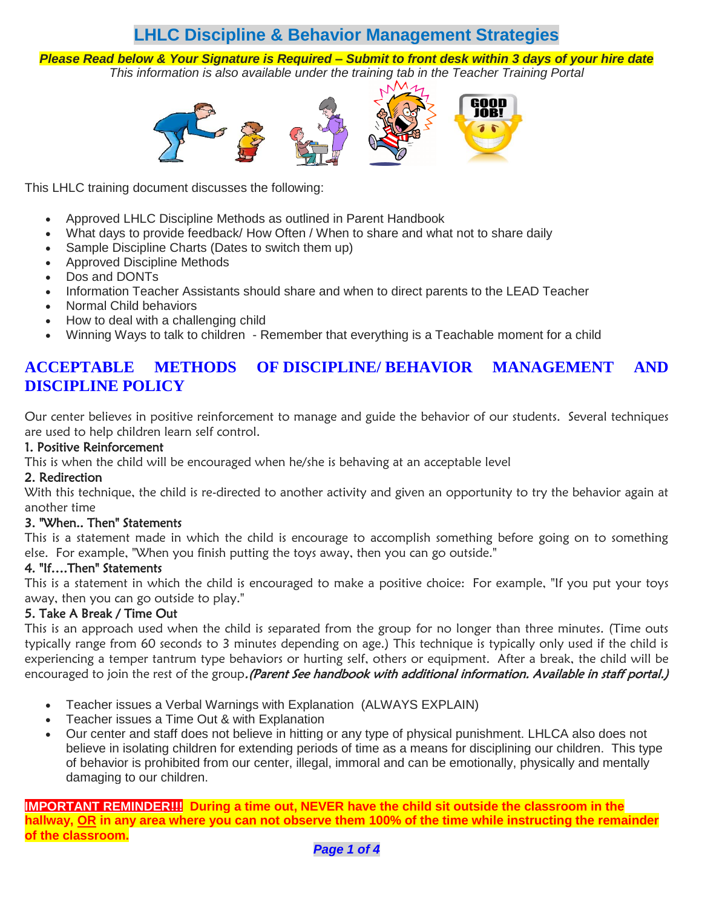# LHLC Discipline & Behavior Management Strategies

***Please Read below & Your Signature is Required – Submit to front desk within 3 days of your hire date***

*This information is also available under the training tab in the Teacher Training Portal*

This LHLC training document discusses the following:

- Approved LHLC Discipline Methods as outlined in Parent Handbook
- What days to provide feedback/ How Often / When to share and what not to share daily
- Sample Discipline Charts (Dates to switch them up)
- Approved Discipline Methods
- Dos and DONTs
- Information Teacher Assistants should share and when to direct parents to the LEAD Teacher
- Normal Child behaviors
- How to deal with a challenging child
- Winning Ways to talk to children - Remember that everything is a Teachable moment for a child

## ACCEPTABLE METHODS OF DISCIPLINE/ BEHAVIOR MANAGEMENT AND DISCIPLINE POLICY

Our center believes in positive reinforcement to manage and guide the behavior of our students. Several techniques are used to help children learn self control.

**1. Positive Reinforcement**

This is when the child will be encouraged when he/she is behaving at an acceptable level

**2. Redirection**

With this technique, the child is re-directed to another activity and given an opportunity to try the behavior again at another time

**3. "When.. Then" Statements**

This is a statement made in which the child is encourage to accomplish something before going on to something else. For example, "When you finish putting the toys away, then you can go outside."

**4. "If….Then" Statements**

This is a statement in which the child is encouraged to make a positive choice: For example, "If you put your toys away, then you can go outside to play."

**5. Take A Break / Time Out**

This is an approach used when the child is separated from the group for no longer than three minutes. (Time outs typically range from 60 seconds to 3 minutes depending on age.) This technique is typically only used if the child is experiencing a temper tantrum type behaviors or hurting self, others or equipment. After a break, the child will be encouraged to join the rest of the group.*(Parent See handbook with additional information. Available in staff portal.)*

- Teacher issues a Verbal Warnings with Explanation (ALWAYS EXPLAIN)
- Teacher issues a Time Out & with Explanation
- Our center and staff does not believe in hitting or any type of physical punishment. LHLCA also does not believe in isolating children for extending periods of time as a means for disciplining our children. This type of behavior is prohibited from our center, illegal, immoral and can be emotionally, physically and mentally damaging to our children.

**IMPORTANT REMINDER!!! During a time out, NEVER have the child sit outside the classroom in the hallway, <u>OR</u> in any area where you can not observe them 100% of the time while instructing the remainder of the classroom.**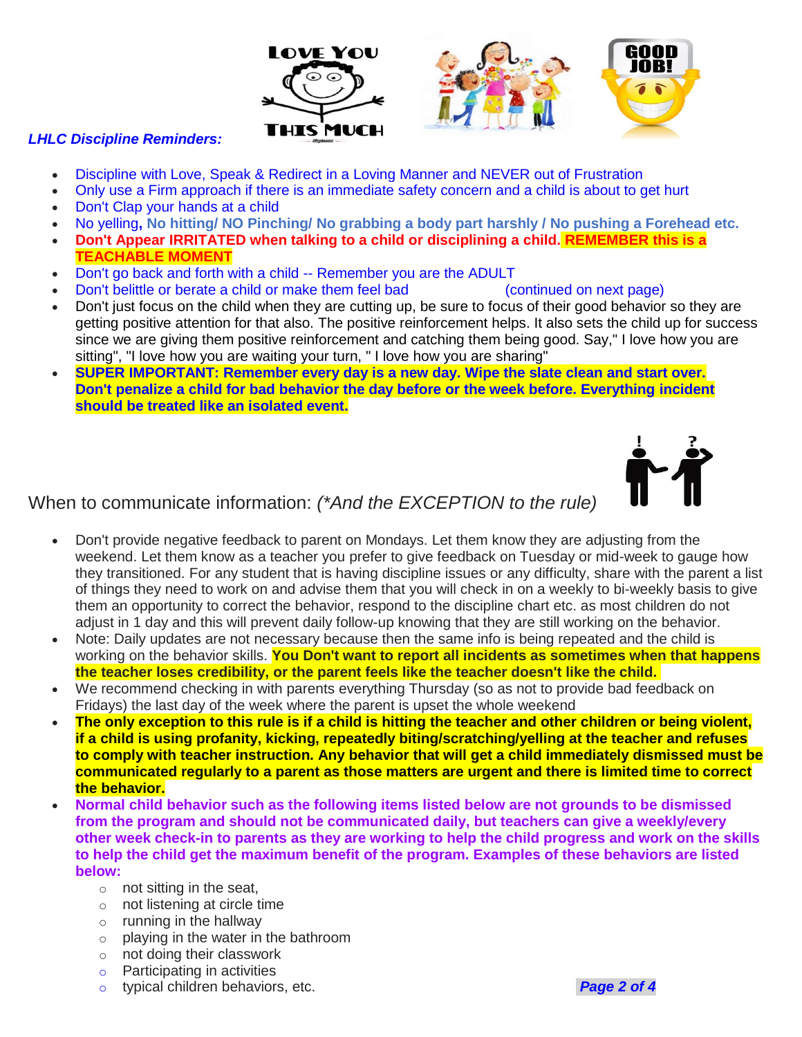***LHLC Discipline Reminders:***

- Discipline with Love, Speak & Redirect in a Loving Manner and NEVER out of Frustration
- Only use a Firm approach if there is an immediate safety concern and a child is about to get hurt
- Don't Clap your hands at a child
- No yelling**, No hitting/ NO Pinching/ No grabbing a body part harshly / No pushing a Forehead etc.**
- **Don't Appear IRRITATED when talking to a child or disciplining a child. REMEMBER this is a TEACHABLE MOMENT**
- Don't go back and forth with a child -- Remember you are the ADULT
- Don't belittle or berate a child or make them feel bad (continued on next page)
- Don't just focus on the child when they are cutting up, be sure to focus of their good behavior so they are getting positive attention for that also. The positive reinforcement helps. It also sets the child up for success since we are giving them positive reinforcement and catching them being good. Say," I love how you are sitting", "I love how you are waiting your turn, " I love how you are sharing"
- **SUPER IMPORTANT: Remember every day is a new day. Wipe the slate clean and start over. Don't penalize a child for bad behavior the day before or the week before. Everything incident should be treated like an isolated event.**

## When to communicate information: *(\*And the EXCEPTION to the rule)*

- Don't provide negative feedback to parent on Mondays. Let them know they are adjusting from the weekend. Let them know as a teacher you prefer to give feedback on Tuesday or mid-week to gauge how they transitioned. For any student that is having discipline issues or any difficulty, share with the parent a list of things they need to work on and advise them that you will check in on a weekly to bi-weekly basis to give them an opportunity to correct the behavior, respond to the discipline chart etc. as most children do not adjust in 1 day and this will prevent daily follow-up knowing that they are still working on the behavior.
- Note: Daily updates are not necessary because then the same info is being repeated and the child is working on the behavior skills. **You Don't want to report all incidents as sometimes when that happens the teacher loses credibility, or the parent feels like the teacher doesn't like the child.**
- We recommend checking in with parents everything Thursday (so as not to provide bad feedback on Fridays) the last day of the week where the parent is upset the whole weekend
- **The only exception to this rule is if a child is hitting the teacher and other children or being violent, if a child is using profanity, kicking, repeatedly biting/scratching/yelling at the teacher and refuses to comply with teacher instruction. Any behavior that will get a child immediately dismissed must be communicated regularly to a parent as those matters are urgent and there is limited time to correct the behavior.**
- **Normal child behavior such as the following items listed below are not grounds to be dismissed from the program and should not be communicated daily, but teachers can give a weekly/every other week check-in to parents as they are working to help the child progress and work on the skills to help the child get the maximum benefit of the program. Examples of these behaviors are listed below:**
  - not sitting in the seat,
  - not listening at circle time
  - running in the hallway
  - playing in the water in the bathroom
  - not doing their classwork
  - Participating in activities
  - typical children behaviors, etc.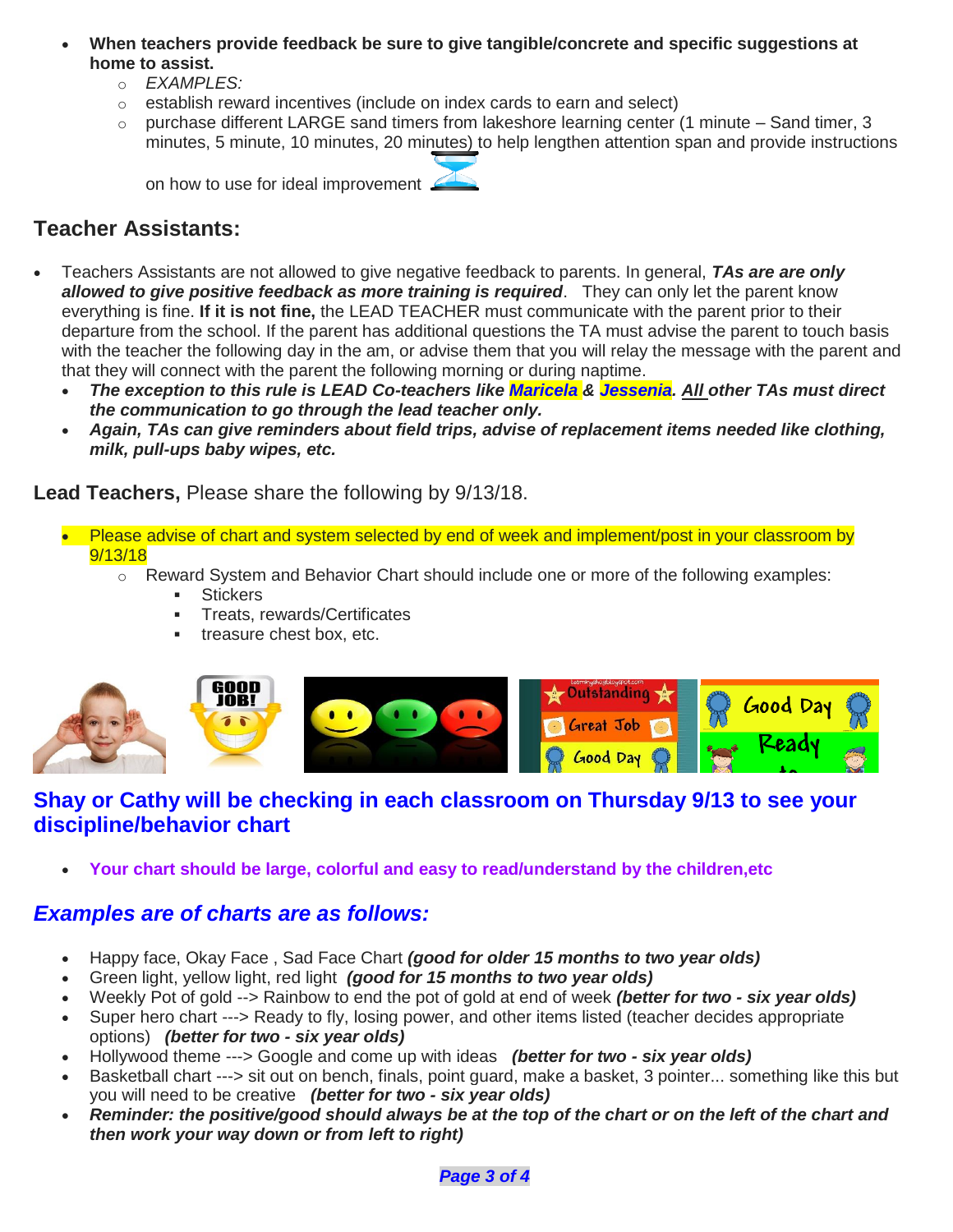- **When teachers provide feedback be sure to give tangible/concrete and specific suggestions at home to assist.**
  - *EXAMPLES:*
  - establish reward incentives (include on index cards to earn and select)
  - purchase different LARGE sand timers from lakeshore learning center (1 minute – Sand timer, 3 minutes, 5 minute, 10 minutes, 20 minutes) to help lengthen attention span and provide instructions on how to use for ideal improvement

## Teacher Assistants:

- Teachers Assistants are not allowed to give negative feedback to parents. In general, ***TAs are are only allowed to give positive feedback as more training is required***. They can only let the parent know everything is fine. **If it is not fine,** the LEAD TEACHER must communicate with the parent prior to their departure from the school. If the parent has additional questions the TA must advise the parent to touch basis with the teacher the following day in the am, or advise them that you will relay the message with the parent and that they will connect with the parent the following morning or during naptime.
  - ***The exception to this rule is LEAD Co-teachers like Maricela & Jessenia. All other TAs must direct the communication to go through the lead teacher only.***
  - ***Again, TAs can give reminders about field trips, advise of replacement items needed like clothing, milk, pull-ups baby wipes, etc.***

**Lead Teachers,** Please share the following by 9/13/18.

- Please advise of chart and system selected by end of week and implement/post in your classroom by 9/13/18
  - Reward System and Behavior Chart should include one or more of the following examples:
    - Stickers
    - Treats, rewards/Certificates
    - treasure chest box, etc.

## Shay or Cathy will be checking in each classroom on Thursday 9/13 to see your discipline/behavior chart

- **Your chart should be large, colorful and easy to read/understand by the children,etc**

## *Examples are of charts are as follows:*

- Happy face, Okay Face , Sad Face Chart ***(good for older 15 months to two year olds)***
- Green light, yellow light, red light ***(good for 15 months to two year olds)***
- Weekly Pot of gold --> Rainbow to end the pot of gold at end of week ***(better for two - six year olds)***
- Super hero chart ---> Ready to fly, losing power, and other items listed (teacher decides appropriate options) ***(better for two - six year olds)***
- Hollywood theme ---> Google and come up with ideas ***(better for two - six year olds)***
- Basketball chart ---> sit out on bench, finals, point guard, make a basket, 3 pointer... something like this but you will need to be creative ***(better for two - six year olds)***
- ***Reminder: the positive/good should always be at the top of the chart or on the left of the chart and then work your way down or from left to right)***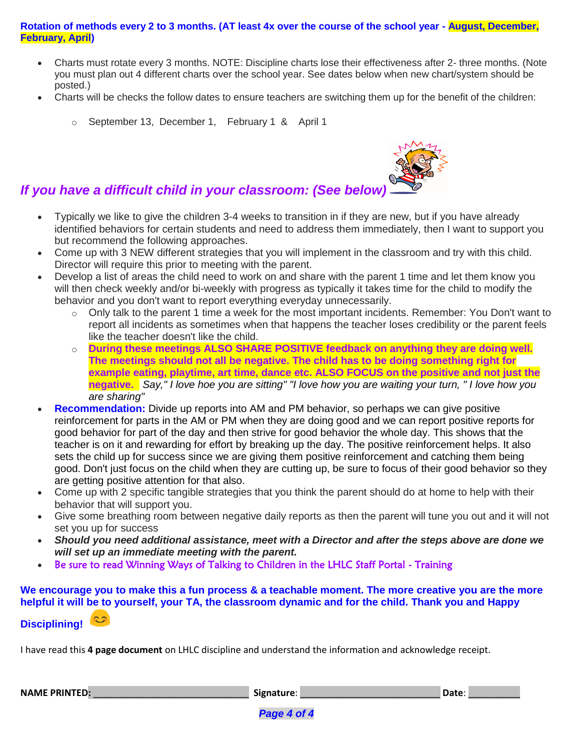**Rotation of methods every 2 to 3 months. (AT least 4x over the course of the school year - August, December, February, April)**

- Charts must rotate every 3 months. NOTE: Discipline charts lose their effectiveness after 2- three months. (Note you must plan out 4 different charts over the school year. See dates below when new chart/system should be posted.)
- Charts will be checks the follow dates to ensure teachers are switching them up for the benefit of the children:
  - September 13, December 1, February 1 & April 1

## *If you have a difficult child in your classroom: (See below)*

- Typically we like to give the children 3-4 weeks to transition in if they are new, but if you have already identified behaviors for certain students and need to address them immediately, then I want to support you but recommend the following approaches.
- Come up with 3 NEW different strategies that you will implement in the classroom and try with this child. Director will require this prior to meeting with the parent.
- Develop a list of areas the child need to work on and share with the parent 1 time and let them know you will then check weekly and/or bi-weekly with progress as typically it takes time for the child to modify the behavior and you don't want to report everything everyday unnecessarily.
  - Only talk to the parent 1 time a week for the most important incidents. Remember: You Don't want to report all incidents as sometimes when that happens the teacher loses credibility or the parent feels like the teacher doesn't like the child.
  - **During these meetings ALSO SHARE POSITIVE feedback on anything they are doing well. The meetings should not all be negative. The child has to be doing something right for example eating, playtime, art time, dance etc. ALSO FOCUS on the positive and not just the negative.** *Say," I love hoe you are sitting" "I love how you are waiting your turn, " I love how you are sharing"*
- **Recommendation:** Divide up reports into AM and PM behavior, so perhaps we can give positive reinforcement for parts in the AM or PM when they are doing good and we can report positive reports for good behavior for part of the day and then strive for good behavior the whole day. This shows that the teacher is on it and rewarding for effort by breaking up the day. The positive reinforcement helps. It also sets the child up for success since we are giving them positive reinforcement and catching them being good. Don't just focus on the child when they are cutting up, be sure to focus of their good behavior so they are getting positive attention for that also.
- Come up with 2 specific tangible strategies that you think the parent should do at home to help with their behavior that will support you.
- Give some breathing room between negative daily reports as then the parent will tune you out and it will not set you up for success
- ***Should you need additional assistance, meet with a Director and after the steps above are done we will set up an immediate meeting with the parent.***
- Be sure to read Winning Ways of Talking to Children in the LHLC Staff Portal - Training

**We encourage you to make this a fun process & a teachable moment. The more creative you are the more helpful it will be to yourself, your TA, the classroom dynamic and for the child. Thank you and Happy Disciplining!**

I have read this **4 page document** on LHLC discipline and understand the information and acknowledge receipt.

**NAME PRINTED:** ______________________________ **Signature**: ___________________________ **Date**: __________